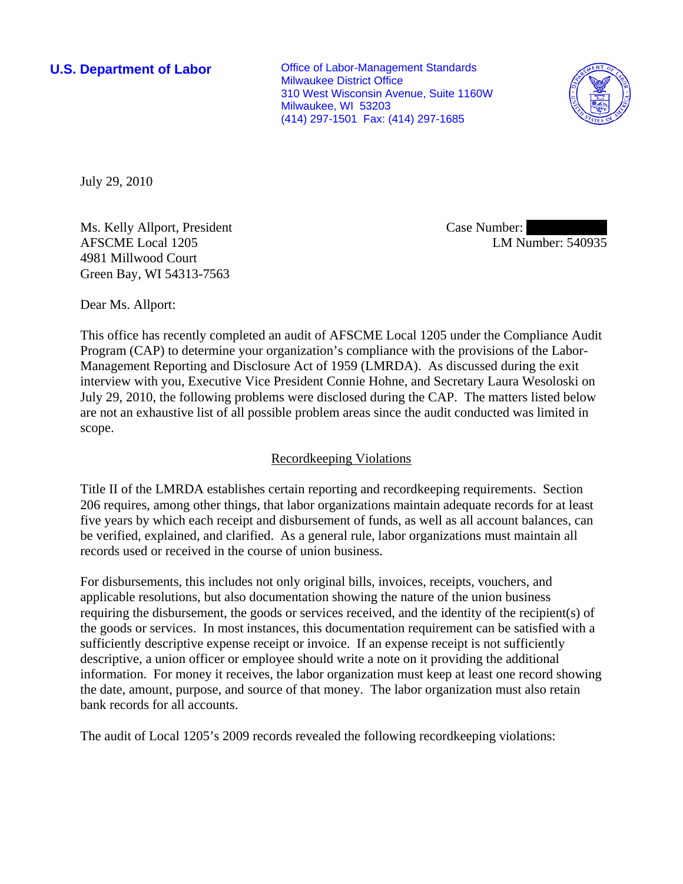**U.S. Department of Labor**

Office of Labor-Management Standards
Milwaukee District Office
310 West Wisconsin Avenue, Suite 1160W
Milwaukee, WI 53203
(414) 297-1501 Fax: (414) 297-1685

July 29, 2010

Ms. Kelly Allport, President
AFSCME Local 1205
4981 Millwood Court
Green Bay, WI 54313-7563

Case Number:
LM Number: 540935

Dear Ms. Allport:

This office has recently completed an audit of AFSCME Local 1205 under the Compliance Audit Program (CAP) to determine your organization's compliance with the provisions of the Labor-Management Reporting and Disclosure Act of 1959 (LMRDA). As discussed during the exit interview with you, Executive Vice President Connie Hohne, and Secretary Laura Wesoloski on July 29, 2010, the following problems were disclosed during the CAP. The matters listed below are not an exhaustive list of all possible problem areas since the audit conducted was limited in scope.

## Recordkeeping Violations

Title II of the LMRDA establishes certain reporting and recordkeeping requirements. Section 206 requires, among other things, that labor organizations maintain adequate records for at least five years by which each receipt and disbursement of funds, as well as all account balances, can be verified, explained, and clarified. As a general rule, labor organizations must maintain all records used or received in the course of union business.

For disbursements, this includes not only original bills, invoices, receipts, vouchers, and applicable resolutions, but also documentation showing the nature of the union business requiring the disbursement, the goods or services received, and the identity of the recipient(s) of the goods or services. In most instances, this documentation requirement can be satisfied with a sufficiently descriptive expense receipt or invoice. If an expense receipt is not sufficiently descriptive, a union officer or employee should write a note on it providing the additional information. For money it receives, the labor organization must keep at least one record showing the date, amount, purpose, and source of that money. The labor organization must also retain bank records for all accounts.

The audit of Local 1205's 2009 records revealed the following recordkeeping violations: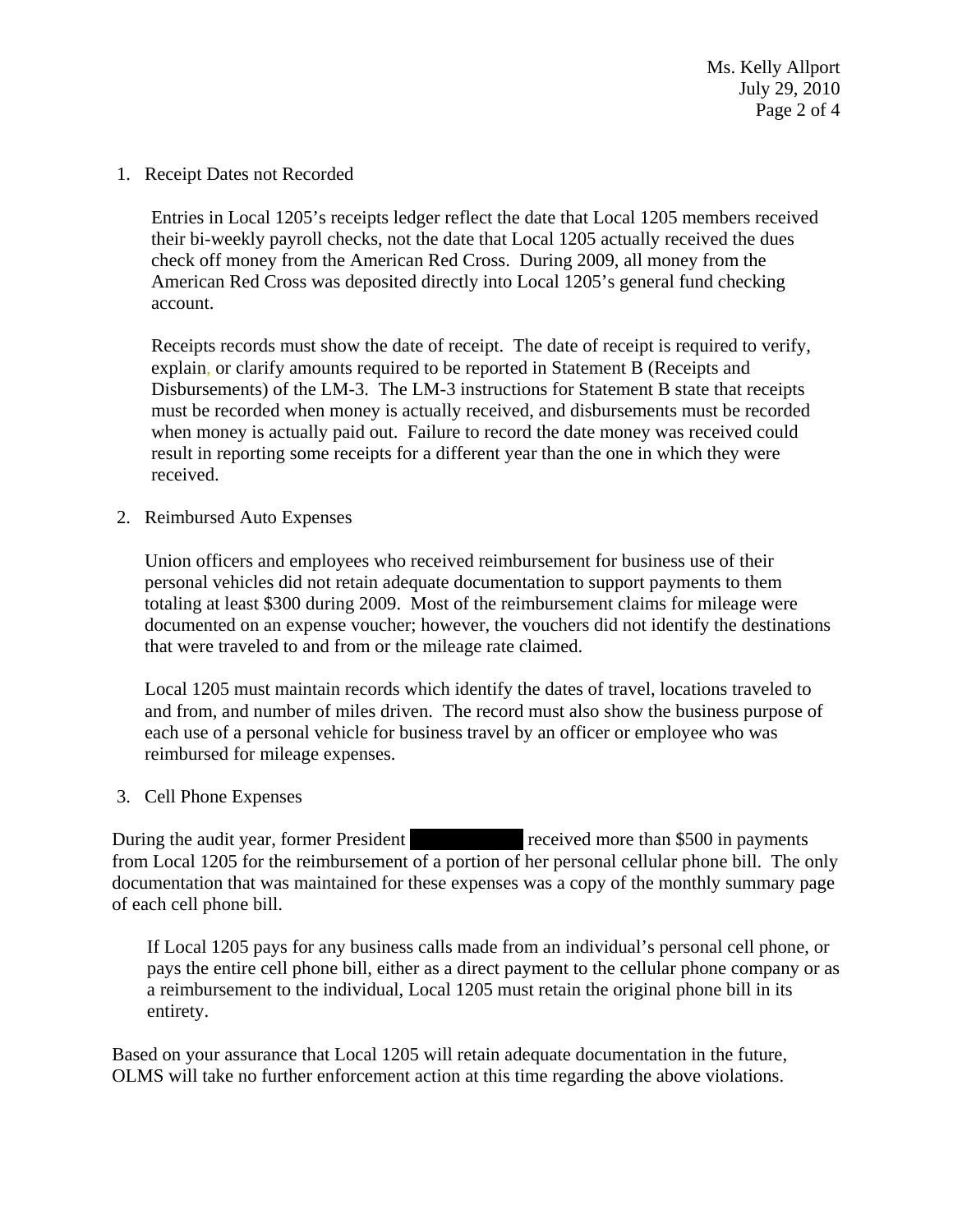1. Receipt Dates not Recorded

   Entries in Local 1205's receipts ledger reflect the date that Local 1205 members received their bi-weekly payroll checks, not the date that Local 1205 actually received the dues check off money from the American Red Cross. During 2009, all money from the American Red Cross was deposited directly into Local 1205's general fund checking account.

   Receipts records must show the date of receipt. The date of receipt is required to verify, explain, or clarify amounts required to be reported in Statement B (Receipts and Disbursements) of the LM-3. The LM-3 instructions for Statement B state that receipts must be recorded when money is actually received, and disbursements must be recorded when money is actually paid out. Failure to record the date money was received could result in reporting some receipts for a different year than the one in which they were received.

2. Reimbursed Auto Expenses

   Union officers and employees who received reimbursement for business use of their personal vehicles did not retain adequate documentation to support payments to them totaling at least $300 during 2009. Most of the reimbursement claims for mileage were documented on an expense voucher; however, the vouchers did not identify the destinations that were traveled to and from or the mileage rate claimed.

   Local 1205 must maintain records which identify the dates of travel, locations traveled to and from, and number of miles driven. The record must also show the business purpose of each use of a personal vehicle for business travel by an officer or employee who was reimbursed for mileage expenses.

3. Cell Phone Expenses

During the audit year, former President [REDACTED] received more than $500 in payments from Local 1205 for the reimbursement of a portion of her personal cellular phone bill. The only documentation that was maintained for these expenses was a copy of the monthly summary page of each cell phone bill.

   If Local 1205 pays for any business calls made from an individual's personal cell phone, or pays the entire cell phone bill, either as a direct payment to the cellular phone company or as a reimbursement to the individual, Local 1205 must retain the original phone bill in its entirety.

Based on your assurance that Local 1205 will retain adequate documentation in the future, OLMS will take no further enforcement action at this time regarding the above violations.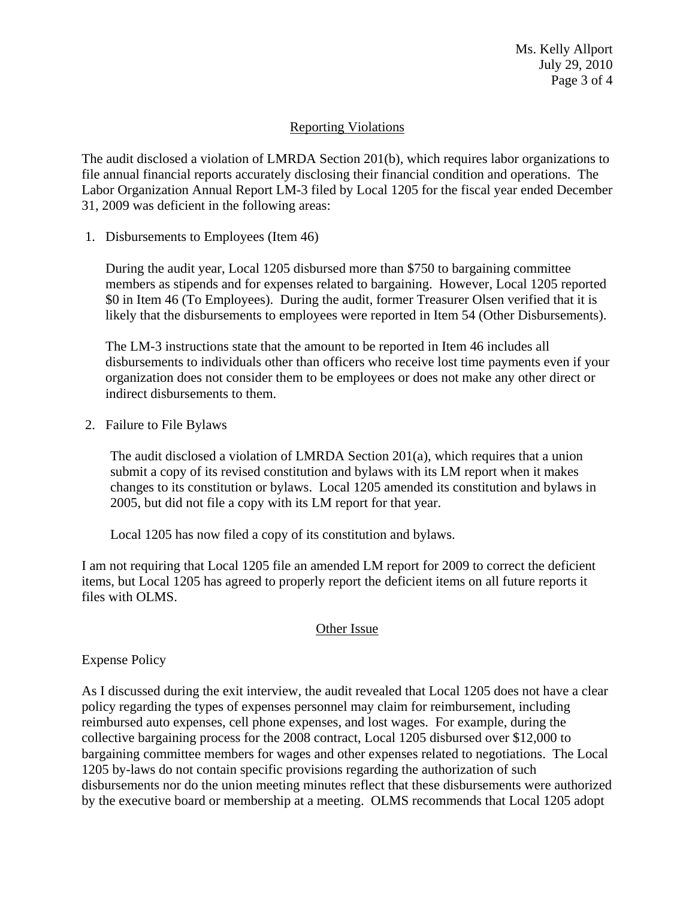## Reporting Violations

The audit disclosed a violation of LMRDA Section 201(b), which requires labor organizations to file annual financial reports accurately disclosing their financial condition and operations. The Labor Organization Annual Report LM-3 filed by Local 1205 for the fiscal year ended December 31, 2009 was deficient in the following areas:

1. Disbursements to Employees (Item 46)

   During the audit year, Local 1205 disbursed more than $750 to bargaining committee members as stipends and for expenses related to bargaining. However, Local 1205 reported $0 in Item 46 (To Employees). During the audit, former Treasurer Olsen verified that it is likely that the disbursements to employees were reported in Item 54 (Other Disbursements).

   The LM-3 instructions state that the amount to be reported in Item 46 includes all disbursements to individuals other than officers who receive lost time payments even if your organization does not consider them to be employees or does not make any other direct or indirect disbursements to them.

2. Failure to File Bylaws

   The audit disclosed a violation of LMRDA Section 201(a), which requires that a union submit a copy of its revised constitution and bylaws with its LM report when it makes changes to its constitution or bylaws. Local 1205 amended its constitution and bylaws in 2005, but did not file a copy with its LM report for that year.

   Local 1205 has now filed a copy of its constitution and bylaws.

I am not requiring that Local 1205 file an amended LM report for 2009 to correct the deficient items, but Local 1205 has agreed to properly report the deficient items on all future reports it files with OLMS.

## Other Issue

Expense Policy

As I discussed during the exit interview, the audit revealed that Local 1205 does not have a clear policy regarding the types of expenses personnel may claim for reimbursement, including reimbursed auto expenses, cell phone expenses, and lost wages. For example, during the collective bargaining process for the 2008 contract, Local 1205 disbursed over $12,000 to bargaining committee members for wages and other expenses related to negotiations. The Local 1205 by-laws do not contain specific provisions regarding the authorization of such disbursements nor do the union meeting minutes reflect that these disbursements were authorized by the executive board or membership at a meeting. OLMS recommends that Local 1205 adopt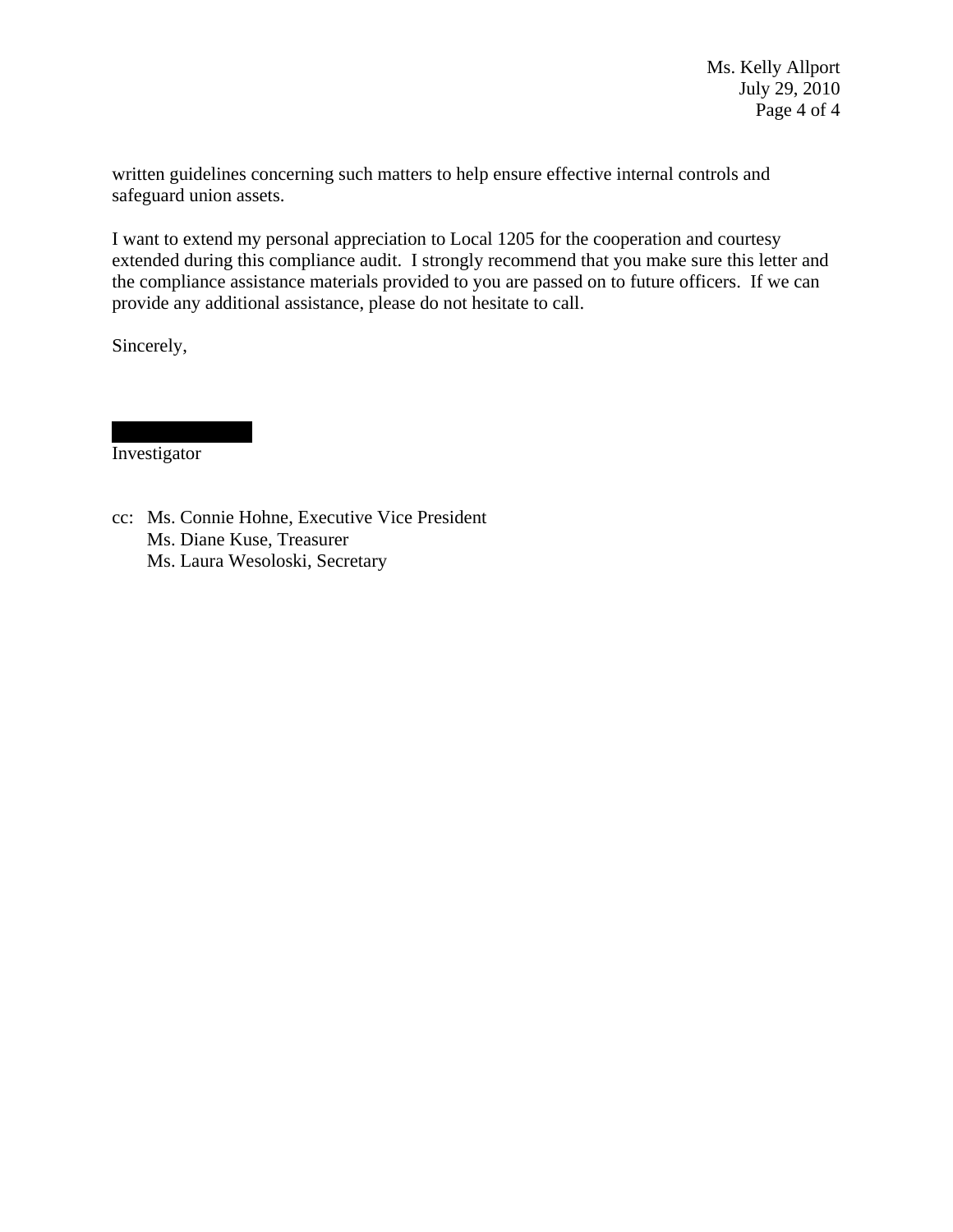written guidelines concerning such matters to help ensure effective internal controls and safeguard union assets.

I want to extend my personal appreciation to Local 1205 for the cooperation and courtesy extended during this compliance audit. I strongly recommend that you make sure this letter and the compliance assistance materials provided to you are passed on to future officers. If we can provide any additional assistance, please do not hesitate to call.

Sincerely,

Investigator

cc: Ms. Connie Hohne, Executive Vice President
Ms. Diane Kuse, Treasurer
Ms. Laura Wesoloski, Secretary